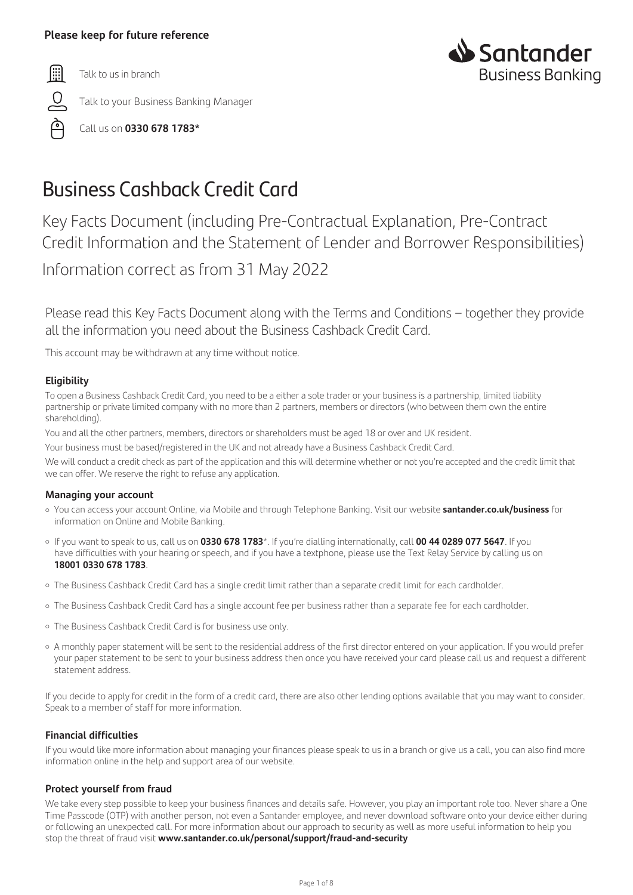**Please keep for future reference**

Talk to us in branch

Talk to your Business Banking Manager

Call us on **0330 678 1783***

Santander Business Banking

# Business Cashback Credit Card

## Key Facts Document (including Pre-Contractual Explanation, Pre-Contract Credit Information and the Statement of Lender and Borrower Responsibilities)

## Information correct as from 31 May 2022

Please read this Key Facts Document along with the Terms and Conditions – together they provide all the information you need about the Business Cashback Credit Card.

This account may be withdrawn at any time without notice.

### Eligibility

To open a Business Cashback Credit Card, you need to be a either a sole trader or your business is a partnership, limited liability partnership or private limited company with no more than 2 partners, members or directors (who between them own the entire shareholding).

You and all the other partners, members, directors or shareholders must be aged 18 or over and UK resident.

Your business must be based/registered in the UK and not already have a Business Cashback Credit Card.

We will conduct a credit check as part of the application and this will determine whether or not you're accepted and the credit limit that we can offer. We reserve the right to refuse any application.

### Managing your account

- You can access your account Online, via Mobile and through Telephone Banking. Visit our website **santander.co.uk/business** for information on Online and Mobile Banking.
- If you want to speak to us, call us on **0330 678 1783***. If you're dialling internationally, call **00 44 0289 077 5647**. If you have difficulties with your hearing or speech, and if you have a textphone, please use the Text Relay Service by calling us on **18001 0330 678 1783**.
- The Business Cashback Credit Card has a single credit limit rather than a separate credit limit for each cardholder.
- The Business Cashback Credit Card has a single account fee per business rather than a separate fee for each cardholder.
- The Business Cashback Credit Card is for business use only.
- A monthly paper statement will be sent to the residential address of the first director entered on your application. If you would prefer your paper statement to be sent to your business address then once you have received your card please call us and request a different statement address.

If you decide to apply for credit in the form of a credit card, there are also other lending options available that you may want to consider. Speak to a member of staff for more information.

### Financial difficulties

If you would like more information about managing your finances please speak to us in a branch or give us a call, you can also find more information online in the help and support area of our website.

### Protect yourself from fraud

We take every step possible to keep your business finances and details safe. However, you play an important role too. Never share a One Time Passcode (OTP) with another person, not even a Santander employee, and never download software onto your device either during or following an unexpected call. For more information about our approach to security as well as more useful information to help you stop the threat of fraud visit **www.santander.co.uk/personal/support/fraud-and-security**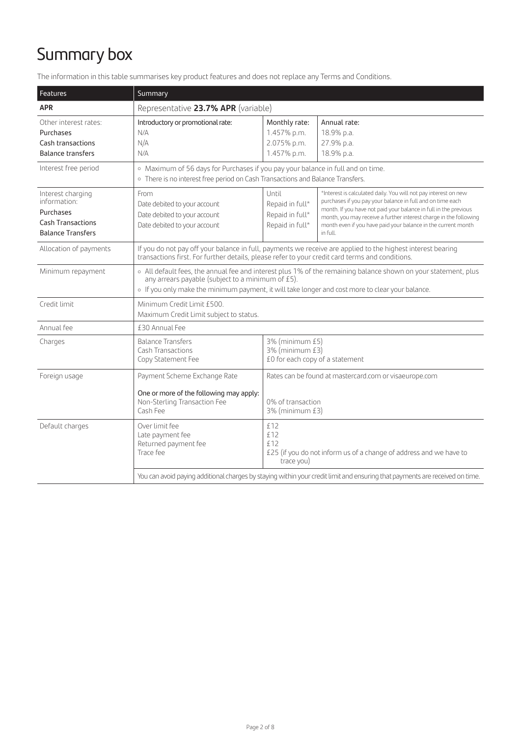# Summary box

The information in this table summarises key product features and does not replace any Terms and Conditions.

| Features | Summary | | |
|---|---|---|---|
| **APR** | Representative **23.7% APR** (variable) | | |
| Other interest rates:<br>Purchases<br>Cash transactions<br>Balance transfers | Introductory or promotional rate:<br>N/A<br>N/A<br>N/A | Monthly rate:<br>1.457% p.m.<br>2.075% p.m.<br>1.457% p.m. | Annual rate:<br>18.9% p.a.<br>27.9% p.a.<br>18.9% p.a. |
| Interest free period | ◦ Maximum of 56 days for Purchases if you pay your balance in full and on time.<br>◦ There is no interest free period on Cash Transactions and Balance Transfers. | | |
| Interest charging information:<br>Purchases<br>Cash Transactions<br>Balance Transfers | From<br>Date debited to your account<br>Date debited to your account<br>Date debited to your account | Until<br>Repaid in full*<br>Repaid in full*<br>Repaid in full* | *Interest is calculated daily. You will not pay interest on new purchases if you pay your balance in full and on time each month. If you have not paid your balance in full in the previous month, you may receive a further interest charge in the following month even if you have paid your balance in the current month in full. |
| Allocation of payments | If you do not pay off your balance in full, payments we receive are applied to the highest interest bearing transactions first. For further details, please refer to your credit card terms and conditions. | | |
| Minimum repayment | ◦ All default fees, the annual fee and interest plus 1% of the remaining balance shown on your statement, plus any arrears payable (subject to a minimum of £5).<br>◦ If you only make the minimum payment, it will take longer and cost more to clear your balance. | | |
| Credit limit | Minimum Credit Limit £500.<br>Maximum Credit Limit subject to status. | | |
| Annual fee | £30 Annual Fee | | |
| Charges | Balance Transfers<br>Cash Transactions<br>Copy Statement Fee | 3% (minimum £5)<br>3% (minimum £3)<br>£0 for each copy of a statement | |
| Foreign usage | Payment Scheme Exchange Rate<br><br>One or more of the following may apply:<br>Non-Sterling Transaction Fee<br>Cash Fee | Rates can be found at mastercard.com or visaeurope.com<br><br><br>0% of transaction<br>3% (minimum £3) | |
| Default charges | Over limit fee<br>Late payment fee<br>Returned payment fee<br>Trace fee | £12<br>£12<br>£12<br>£25 (if you do not inform us of a change of address and we have to trace you) | |
| | You can avoid paying additional charges by staying within your credit limit and ensuring that payments are received on time. | | |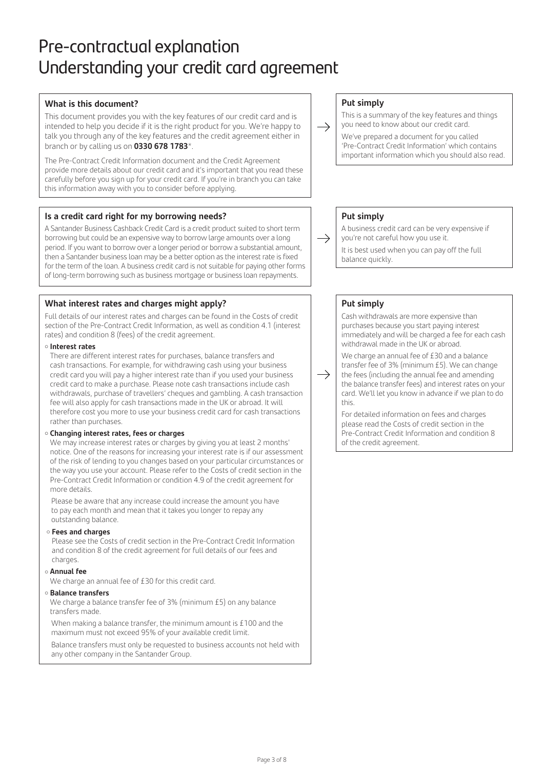# Pre-contractual explanation
# Understanding your credit card agreement

### What is this document?

This document provides you with the key features of our credit card and is intended to help you decide if it is the right product for you. We're happy to talk you through any of the key features and the credit agreement either in branch or by calling us on **0330 678 1783***.

The Pre-Contract Credit Information document and the Credit Agreement provide more details about our credit card and it's important that you read these carefully before you sign up for your credit card. If you're in branch you can take this information away with you to consider before applying.

**Put simply**

This is a summary of the key features and things you need to know about our credit card.

We've prepared a document for you called 'Pre-Contract Credit Information' which contains important information which you should also read.

### Is a credit card right for my borrowing needs?

A Santander Business Cashback Credit Card is a credit product suited to short term borrowing but could be an expensive way to borrow large amounts over a long period. If you want to borrow over a longer period or borrow a substantial amount, then a Santander business loan may be a better option as the interest rate is fixed for the term of the loan. A business credit card is not suitable for paying other forms of long-term borrowing such as business mortgage or business loan repayments.

**Put simply**

A business credit card can be very expensive if you're not careful how you use it.

It is best used when you can pay off the full balance quickly.

### What interest rates and charges might apply?

Full details of our interest rates and charges can be found in the Costs of credit section of the Pre-Contract Credit Information, as well as condition 4.1 (interest rates) and condition 8 (fees) of the credit agreement.

- **Interest rates**

  There are different interest rates for purchases, balance transfers and cash transactions. For example, for withdrawing cash using your business credit card you will pay a higher interest rate than if you used your business credit card to make a purchase. Please note cash transactions include cash withdrawals, purchase of travellers' cheques and gambling. A cash transaction fee will also apply for cash transactions made in the UK or abroad. It will therefore cost you more to use your business credit card for cash transactions rather than purchases.

- **Changing interest rates, fees or charges**

  We may increase interest rates or charges by giving you at least 2 months' notice. One of the reasons for increasing your interest rate is if our assessment of the risk of lending to you changes based on your particular circumstances or the way you use your account. Please refer to the Costs of credit section in the Pre-Contract Credit Information or condition 4.9 of the credit agreement for more details.

  Please be aware that any increase could increase the amount you have to pay each month and mean that it takes you longer to repay any outstanding balance.

- **Fees and charges**

  Please see the Costs of credit section in the Pre-Contract Credit Information and condition 8 of the credit agreement for full details of our fees and charges.

- **Annual fee**

  We charge an annual fee of £30 for this credit card.

- **Balance transfers**

  We charge a balance transfer fee of 3% (minimum £5) on any balance transfers made.

  When making a balance transfer, the minimum amount is £100 and the maximum must not exceed 95% of your available credit limit.

  Balance transfers must only be requested to business accounts not held with any other company in the Santander Group.

**Put simply**

Cash withdrawals are more expensive than purchases because you start paying interest immediately and will be charged a fee for each cash withdrawal made in the UK or abroad.

We charge an annual fee of £30 and a balance transfer fee of 3% (minimum £5). We can change the fees (including the annual fee and amending the balance transfer fees) and interest rates on your card. We'll let you know in advance if we plan to do this.

For detailed information on fees and charges please read the Costs of credit section in the Pre-Contract Credit Information and condition 8 of the credit agreement.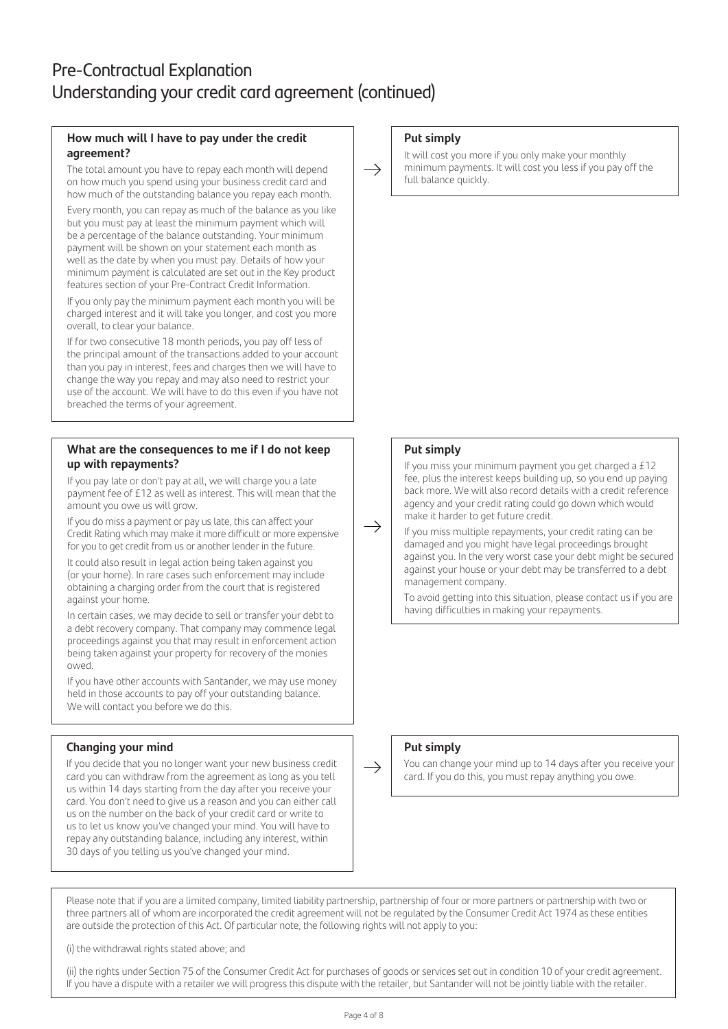# Pre-Contractual Explanation
# Understanding your credit card agreement (continued)

### How much will I have to pay under the credit agreement?

The total amount you have to repay each month will depend on how much you spend using your business credit card and how much of the outstanding balance you repay each month.

Every month, you can repay as much of the balance as you like but you must pay at least the minimum payment which will be a percentage of the balance outstanding. Your minimum payment will be shown on your statement each month as well as the date by when you must pay. Details of how your minimum payment is calculated are set out in the Key product features section of your Pre-Contract Credit Information.

If you only pay the minimum payment each month you will be charged interest and it will take you longer, and cost you more overall, to clear your balance.

If for two consecutive 18 month periods, you pay off less of the principal amount of the transactions added to your account than you pay in interest, fees and charges then we will have to change the way you repay and may also need to restrict your use of the account. We will have to do this even if you have not breached the terms of your agreement.

→ **Put simply**

It will cost you more if you only make your monthly minimum payments. It will cost you less if you pay off the full balance quickly.

### What are the consequences to me if I do not keep up with repayments?

If you pay late or don't pay at all, we will charge you a late payment fee of £12 as well as interest. This will mean that the amount you owe us will grow.

If you do miss a payment or pay us late, this can affect your Credit Rating which may make it more difficult or more expensive for you to get credit from us or another lender in the future.

It could also result in legal action being taken against you (or your home). In rare cases such enforcement may include obtaining a charging order from the court that is registered against your home.

In certain cases, we may decide to sell or transfer your debt to a debt recovery company. That company may commence legal proceedings against you that may result in enforcement action being taken against your property for recovery of the monies owed.

If you have other accounts with Santander, we may use money held in those accounts to pay off your outstanding balance. We will contact you before we do this.

→ **Put simply**

If you miss your minimum payment you get charged a £12 fee, plus the interest keeps building up, so you end up paying back more. We will also record details with a credit reference agency and your credit rating could go down which would make it harder to get future credit.

If you miss multiple repayments, your credit rating can be damaged and you might have legal proceedings brought against you. In the very worst case your debt might be secured against your house or your debt may be transferred to a debt management company.

To avoid getting into this situation, please contact us if you are having difficulties in making your repayments.

### Changing your mind

If you decide that you no longer want your new business credit card you can withdraw from the agreement as long as you tell us within 14 days starting from the day after you receive your card. You don't need to give us a reason and you can either call us on the number on the back of your credit card or write to us to let us know you've changed your mind. You will have to repay any outstanding balance, including any interest, within 30 days of you telling us you've changed your mind.

→ **Put simply**

You can change your mind up to 14 days after you receive your card. If you do this, you must repay anything you owe.

Please note that if you are a limited company, limited liability partnership, partnership of four or more partners or partnership with two or three partners all of whom are incorporated the credit agreement will not be regulated by the Consumer Credit Act 1974 as these entities are outside the protection of this Act. Of particular note, the following rights will not apply to you:

(i) the withdrawal rights stated above; and

(ii) the rights under Section 75 of the Consumer Credit Act for purchases of goods or services set out in condition 10 of your credit agreement. If you have a dispute with a retailer we will progress this dispute with the retailer, but Santander will not be jointly liable with the retailer.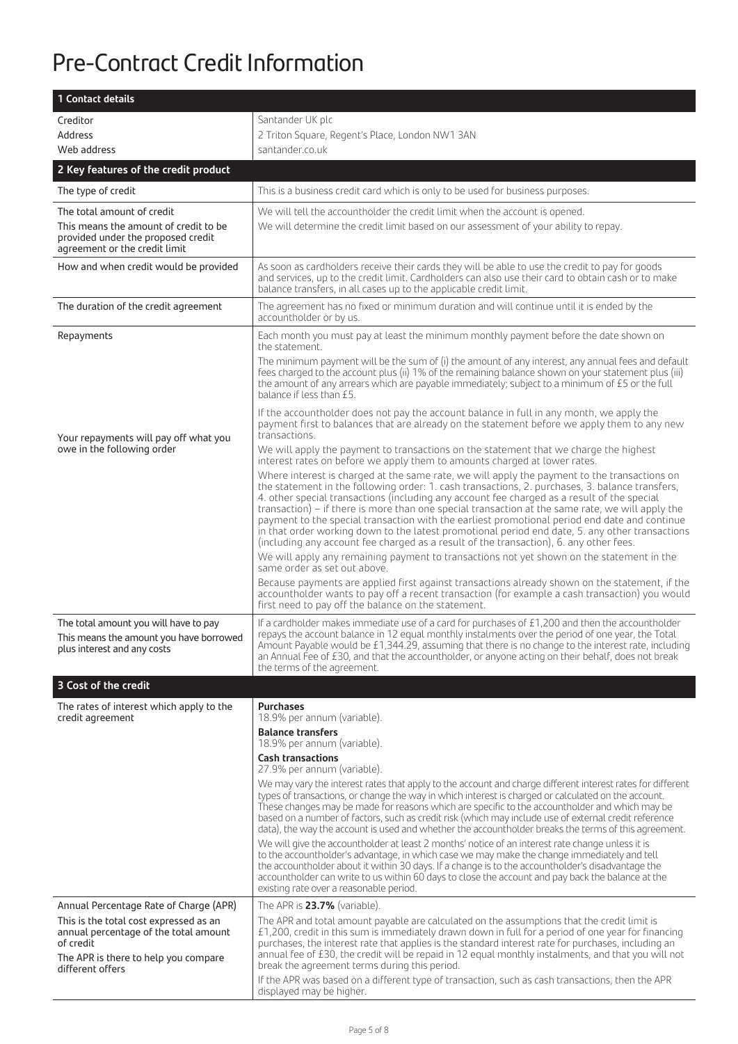# Pre-Contract Credit Information

| 1 Contact details | |
|---|---|
| Creditor<br>Address<br>Web address | Santander UK plc<br>2 Triton Square, Regent's Place, London NW1 3AN<br>santander.co.uk |
| **2 Key features of the credit product** | |
| The type of credit | This is a business credit card which is only to be used for business purposes. |
| The total amount of credit<br>This means the amount of credit to be provided under the proposed credit agreement or the credit limit | We will tell the accountholder the credit limit when the account is opened.<br>We will determine the credit limit based on our assessment of your ability to repay. |
| How and when credit would be provided | As soon as cardholders receive their cards they will be able to use the credit to pay for goods and services, up to the credit limit. Cardholders can also use their card to obtain cash or to make balance transfers, in all cases up to the applicable credit limit. |
| The duration of the credit agreement | The agreement has no fixed or minimum duration and will continue until it is ended by the accountholder or by us. |
| Repayments | Each month you must pay at least the minimum monthly payment before the date shown on the statement.<br>The minimum payment will be the sum of (i) the amount of any interest, any annual fees and default fees charged to the account plus (ii) 1% of the remaining balance shown on your statement plus (iii) the amount of any arrears which are payable immediately; subject to a minimum of £5 or the full balance if less than £5. |
| Your repayments will pay off what you owe in the following order | If the accountholder does not pay the account balance in full in any month, we apply the payment first to balances that are already on the statement before we apply them to any new transactions.<br>We will apply the payment to transactions on the statement that we charge the highest interest rates on before we apply them to amounts charged at lower rates.<br>Where interest is charged at the same rate, we will apply the payment to the transactions on the statement in the following order: 1. cash transactions, 2. purchases, 3. balance transfers, 4. other special transactions (including any account fee charged as a result of the special transaction) – if there is more than one special transaction at the same rate, we will apply the payment to the special transaction with the earliest promotional period end date and continue in that order working down to the latest promotional period end date, 5. any other transactions (including any account fee charged as a result of the transaction), 6. any other fees.<br>We will apply any remaining payment to transactions not yet shown on the statement in the same order as set out above.<br>Because payments are applied first against transactions already shown on the statement, if the accountholder wants to pay off a recent transaction (for example a cash transaction) you would first need to pay off the balance on the statement. |
| The total amount you will have to pay<br>This means the amount you have borrowed plus interest and any costs | If a cardholder makes immediate use of a card for purchases of £1,200 and then the accountholder repays the account balance in 12 equal monthly instalments over the period of one year, the Total Amount Payable would be £1,344.29, assuming that there is no change to the interest rate, including an Annual Fee of £30, and that the accountholder, or anyone acting on their behalf, does not break the terms of the agreement. |
| **3 Cost of the credit** | |
| The rates of interest which apply to the credit agreement | **Purchases**<br>18.9% per annum (variable).<br>**Balance transfers**<br>18.9% per annum (variable).<br>**Cash transactions**<br>27.9% per annum (variable).<br>We may vary the interest rates that apply to the account and charge different interest rates for different types of transactions, or change the way in which interest is charged or calculated on the account. These changes may be made for reasons which are specific to the accountholder and which may be based on a number of factors, such as credit risk (which may include use of external credit reference data), the way the account is used and whether the accountholder breaks the terms of this agreement.<br>We will give the accountholder at least 2 months' notice of an interest rate change unless it is to the accountholder's advantage, in which case we may make the change immediately and tell the accountholder about it within 30 days. If a change is to the accountholder's disadvantage the accountholder can write to us within 60 days to close the account and pay back the balance at the existing rate over a reasonable period. |
| Annual Percentage Rate of Charge (APR)<br>This is the total cost expressed as an annual percentage of the total amount of credit<br>The APR is there to help you compare different offers | The APR is **23.7%** (variable).<br>The APR and total amount payable are calculated on the assumptions that the credit limit is £1,200, credit in this sum is immediately drawn down in full for a period of one year for financing purchases, the interest rate that applies is the standard interest rate for purchases, including an annual fee of £30, the credit will be repaid in 12 equal monthly instalments, and that you will not break the agreement terms during this period.<br>If the APR was based on a different type of transaction, such as cash transactions, then the APR displayed may be higher. |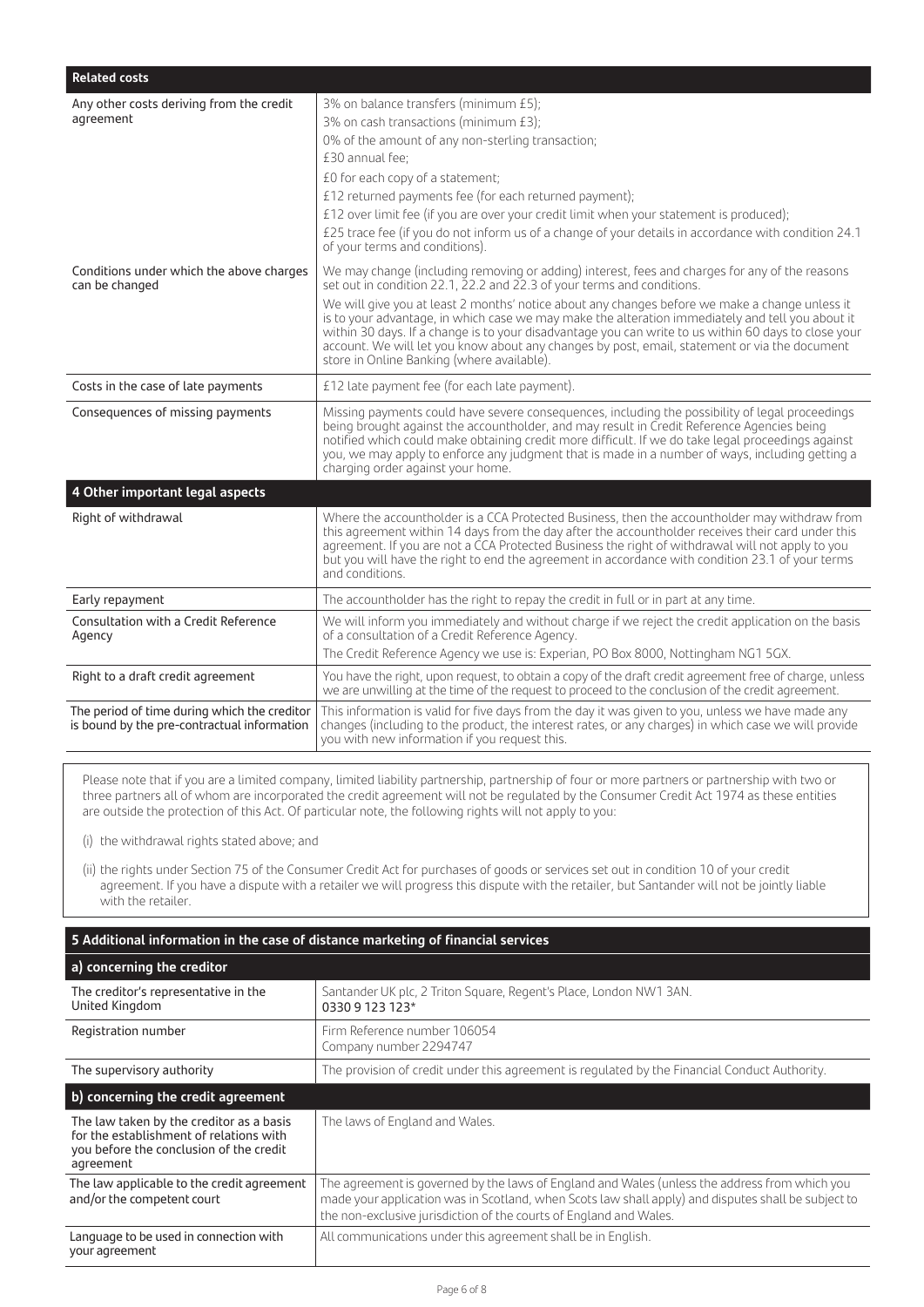| Related costs | |
|---|---|
| Any other costs deriving from the credit agreement | 3% on balance transfers (minimum £5);<br>3% on cash transactions (minimum £3);<br>0% of the amount of any non-sterling transaction;<br>£30 annual fee;<br>£0 for each copy of a statement;<br>£12 returned payments fee (for each returned payment);<br>£12 over limit fee (if you are over your credit limit when your statement is produced);<br>£25 trace fee (if you do not inform us of a change of your details in accordance with condition 24.1 of your terms and conditions). |
| Conditions under which the above charges can be changed | We may change (including removing or adding) interest, fees and charges for any of the reasons set out in condition 22.1, 22.2 and 22.3 of your terms and conditions.<br>We will give you at least 2 months' notice about any changes before we make a change unless it is to your advantage, in which case we may make the alteration immediately and tell you about it within 30 days. If a change is to your disadvantage you can write to us within 60 days to close your account. We will let you know about any changes by post, email, statement or via the document store in Online Banking (where available). |
| Costs in the case of late payments | £12 late payment fee (for each late payment). |
| Consequences of missing payments | Missing payments could have severe consequences, including the possibility of legal proceedings being brought against the accountholder, and may result in Credit Reference Agencies being notified which could make obtaining credit more difficult. If we do take legal proceedings against you, we may apply to enforce any judgment that is made in a number of ways, including getting a charging order against your home. |

| 4 Other important legal aspects | |
|---|---|
| Right of withdrawal | Where the accountholder is a CCA Protected Business, then the accountholder may withdraw from this agreement within 14 days from the day after the accountholder receives their card under this agreement. If you are not a CCA Protected Business the right of withdrawal will not apply to you but you will have the right to end the agreement in accordance with condition 23.1 of your terms and conditions. |
| Early repayment | The accountholder has the right to repay the credit in full or in part at any time. |
| Consultation with a Credit Reference Agency | We will inform you immediately and without charge if we reject the credit application on the basis of a consultation of a Credit Reference Agency.<br>The Credit Reference Agency we use is: Experian, PO Box 8000, Nottingham NG1 5GX. |
| Right to a draft credit agreement | You have the right, upon request, to obtain a copy of the draft credit agreement free of charge, unless we are unwilling at the time of the request to proceed to the conclusion of the credit agreement. |
| The period of time during which the creditor is bound by the pre-contractual information | This information is valid for five days from the day it was given to you, unless we have made any changes (including to the product, the interest rates, or any charges) in which case we will provide you with new information if you request this. |

Please note that if you are a limited company, limited liability partnership, partnership of four or more partners or partnership with two or three partners all of whom are incorporated the credit agreement will not be regulated by the Consumer Credit Act 1974 as these entities are outside the protection of this Act. Of particular note, the following rights will not apply to you:

(i) the withdrawal rights stated above; and

(ii) the rights under Section 75 of the Consumer Credit Act for purchases of goods or services set out in condition 10 of your credit agreement. If you have a dispute with a retailer we will progress this dispute with the retailer, but Santander will not be jointly liable with the retailer.

| 5 Additional information in the case of distance marketing of financial services | |
|---|---|
| **a) concerning the creditor** | |
| The creditor's representative in the United Kingdom | Santander UK plc, 2 Triton Square, Regent's Place, London NW1 3AN.<br>0330 9 123 123* |
| Registration number | Firm Reference number 106054<br>Company number 2294747 |
| The supervisory authority | The provision of credit under this agreement is regulated by the Financial Conduct Authority. |
| **b) concerning the credit agreement** | |
| The law taken by the creditor as a basis for the establishment of relations with you before the conclusion of the credit agreement | The laws of England and Wales. |
| The law applicable to the credit agreement and/or the competent court | The agreement is governed by the laws of England and Wales (unless the address from which you made your application was in Scotland, when Scots law shall apply) and disputes shall be subject to the non-exclusive jurisdiction of the courts of England and Wales. |
| Language to be used in connection with your agreement | All communications under this agreement shall be in English. |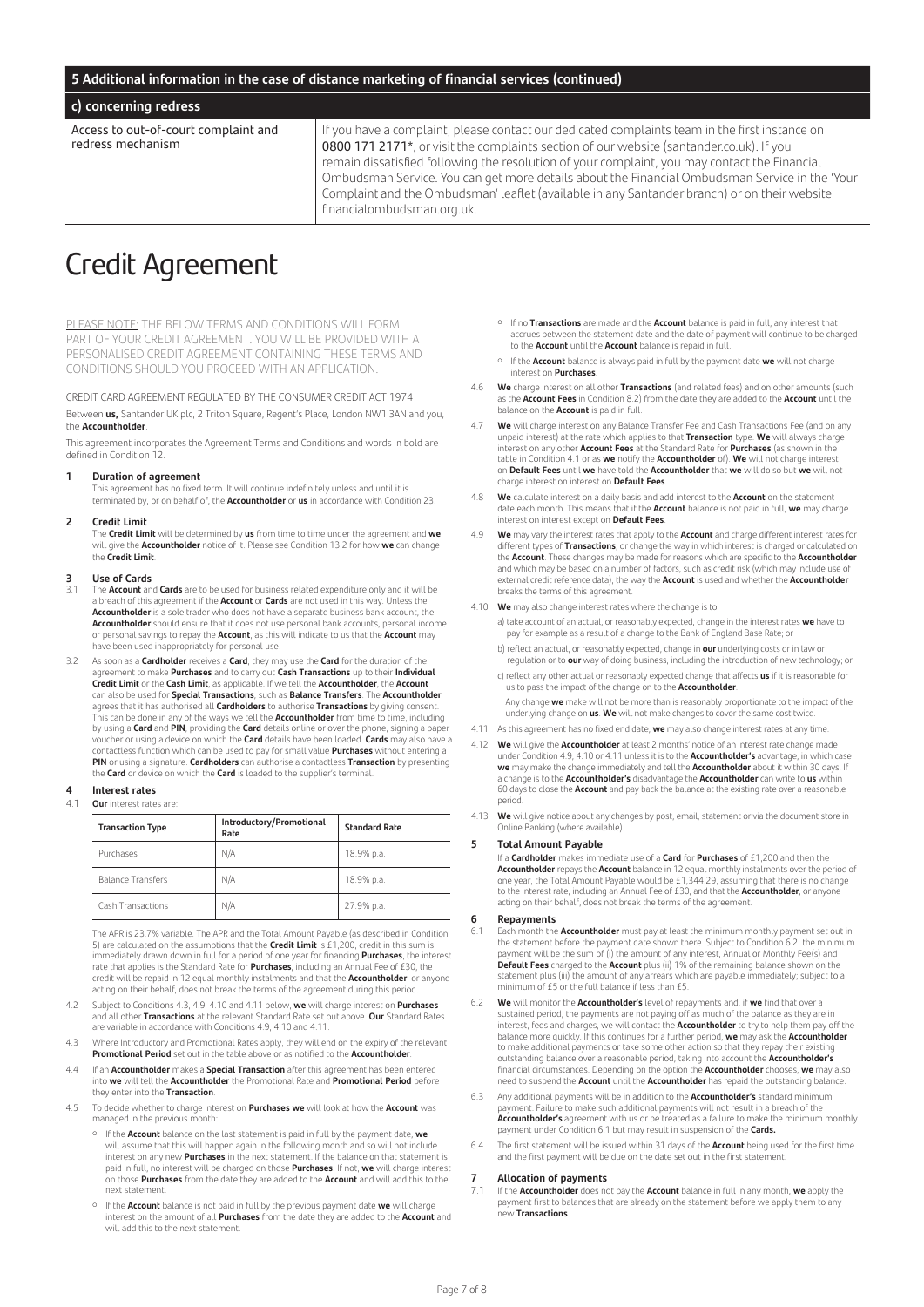## 5 Additional information in the case of distance marketing of financial services (continued)

### c) concerning redress

| Access to out-of-court complaint and redress mechanism | If you have a complaint, please contact our dedicated complaints team in the first instance on 0800 171 2171*, or visit the complaints section of our website (santander.co.uk). If you remain dissatisfied following the resolution of your complaint, you may contact the Financial Ombudsman Service. You can get more details about the Financial Ombudsman Service in the 'Your Complaint and the Ombudsman' leaflet (available in any Santander branch) or on their website financialombudsman.org.uk. |
|---|---|

# Credit Agreement

PLEASE NOTE: THE BELOW TERMS AND CONDITIONS WILL FORM PART OF YOUR CREDIT AGREEMENT. YOU WILL BE PROVIDED WITH A PERSONALISED CREDIT AGREEMENT CONTAINING THESE TERMS AND CONDITIONS SHOULD YOU PROCEED WITH AN APPLICATION.

CREDIT CARD AGREEMENT REGULATED BY THE CONSUMER CREDIT ACT 1974

Between **us,** Santander UK plc, 2 Triton Square, Regent's Place, London NW1 3AN and you, the **Accountholder**.

This agreement incorporates the Agreement Terms and Conditions and words in bold are defined in Condition 12.

**1 Duration of agreement**

This agreement has no fixed term. It will continue indefinitely unless and until it is terminated by, or on behalf of, the **Accountholder** or **us** in accordance with Condition 23.

**2 Credit Limit**

The **Credit Limit** will be determined by **us** from time to time under the agreement and **we** will give the **Accountholder** notice of it. Please see Condition 13.2 for how **we** can change the **Credit Limit**.

**3 Use of Cards**

3.1 The **Account** and **Cards** are to be used for business related expenditure only and it will be a breach of this agreement if the **Account** or **Cards** are not used in this way. Unless the **Accountholder** is a sole trader who does not have a separate business bank account, the **Accountholder** should ensure that it does not use personal bank accounts, personal income or personal savings to repay the **Account**, as this will indicate to us that the **Account** may have been used inappropriately for personal use.

3.2 As soon as a **Cardholder** receives a **Card**, they may use the **Card** for the duration of the agreement to make **Purchases** and to carry out **Cash Transactions** up to their **Individual Credit Limit** or the **Cash Limit**, as applicable. If we tell the **Accountholder**, the **Account** can also be used for **Special Transactions**, such as **Balance Transfers**. The **Accountholder** agrees that it has authorised all **Cardholders** to authorise **Transactions** by giving consent. This can be done in any of the ways we tell the **Accountholder** from time to time, including by using a **Card** and **PIN**, providing the **Card** details online or over the phone, signing a paper voucher or using a device on which the **Card** details have been loaded. **Cards** may also have a contactless function which can be used to pay for small value **Purchases** without entering a **PIN** or using a signature. **Cardholders** can authorise a contactless **Transaction** by presenting the **Card** or device on which the **Card** is loaded to the supplier's terminal.

**4 Interest rates**

4.1 **Our** interest rates are:

| Transaction Type | Introductory/Promotional Rate | Standard Rate |
|---|---|---|
| Purchases | N/A | 18.9% p.a. |
| Balance Transfers | N/A | 18.9% p.a. |
| Cash Transactions | N/A | 27.9% p.a. |

The APR is 23.7% variable. The APR and the Total Amount Payable (as described in Condition 5) are calculated on the assumptions that the **Credit Limit** is £1,200, credit in this sum is immediately drawn down in full for a period of one year for financing **Purchases**, the interest rate that applies is the Standard Rate for **Purchases**, including an Annual Fee of £30, the credit will be repaid in 12 equal monthly instalments and that the **Accountholder**, or anyone acting on their behalf, does not break the terms of the agreement during this period.

4.2 Subject to Conditions 4.3, 4.9, 4.10 and 4.11 below, **we** will charge interest on **Purchases** and all other **Transactions** at the relevant Standard Rate set out above. **Our** Standard Rates are variable in accordance with Conditions 4.9, 4.10 and 4.11.

4.3 Where Introductory and Promotional Rates apply, they will end on the expiry of the relevant **Promotional Period** set out in the table above or as notified to the **Accountholder**.

4.4 If an **Accountholder** makes a **Special Transaction** after this agreement has been entered into **we** will tell the **Accountholder** the Promotional Rate and **Promotional Period** before they enter into the **Transaction**.

4.5 To decide whether to charge interest on **Purchases we** will look at how the **Account** was managed in the previous month:

- If the **Account** balance on the last statement is paid in full by the payment date, **we** will assume that this will happen again in the following month and so will not include interest on any new **Purchases** in the next statement. If the balance on that statement is paid in full, no interest will be charged on those **Purchases**. If not, **we** will charge interest on those **Purchases** from the date they are added to the **Account** and will add this to the next statement.
- If the **Account** balance is not paid in full by the previous payment date **we** will charge interest on the amount of all **Purchases** from the date they are added to the **Account** and will add this to the next statement.
- If no **Transactions** are made and the **Account** balance is paid in full, any interest that accrues between the statement date and the date of payment will continue to be charged to the **Account** until the **Account** balance is repaid in full.
- If the **Account** balance is always paid in full by the payment date **we** will not charge interest on **Purchases**.

4.6 **We** charge interest on all other **Transactions** (and related fees) and on other amounts (such as the **Account Fees** in Condition 8.2) from the date they are added to the **Account** until the balance on the **Account** is paid in full.

4.7 **We** will charge interest on any Balance Transfer Fee and Cash Transactions Fee (and on any unpaid interest) at the rate which applies to that **Transaction** type. **We** will always charge interest on any other **Account Fees** at the Standard Rate for **Purchases** (as shown in the table in Condition 4.1 or as **we** notify the **Accountholder** of). **We** will not charge interest on **Default Fees** until **we** have told the **Accountholder** that **we** will do so but **we** will not charge interest on interest on **Default Fees**.

4.8 **We** calculate interest on a daily basis and add interest to the **Account** on the statement date each month. This means that if the **Account** balance is not paid in full, **we** may charge interest on interest except on **Default Fees**.

4.9 **We** may vary the interest rates that apply to the **Account** and charge different interest rates for different types of **Transactions**, or change the way in which interest is charged or calculated on the **Account**. These changes may be made for reasons which are specific to the **Accountholder** and which may be based on a number of factors, such as credit risk (which may include use of external credit reference data), the way the **Account** is used and whether the **Accountholder** breaks the terms of this agreement.

4.10 **We** may also change interest rates where the change is to:

a) take account of an actual, or reasonably expected, change in the interest rates **we** have to pay for example as a result of a change to the Bank of England Base Rate; or

b) reflect an actual, or reasonably expected, change in **our** underlying costs or in law or regulation or to **our** way of doing business, including the introduction of new technology; or

c) reflect any other actual or reasonably expected change that affects **us** if it is reasonable for us to pass the impact of the change on to the **Accountholder**.

Any change **we** make will not be more than is reasonably proportionate to the impact of the underlying change on **us**. **We** will not make changes to cover the same cost twice.

4.11 As this agreement has no fixed end date, **we** may also change interest rates at any time.

4.12 **We** will give the **Accountholder** at least 2 months' notice of an interest rate change made under Condition 4.9, 4.10 or 4.11 unless it is to the **Accountholder's** advantage, in which case **we** may make the change immediately and tell the **Accountholder** about it within 30 days. If a change is to the **Accountholder's** disadvantage the **Accountholder** can write to **us** within 60 days to close the **Account** and pay back the balance at the existing rate over a reasonable period.

4.13 **We** will give notice about any changes by post, email, statement or via the document store in Online Banking (where available).

**5 Total Amount Payable**

If a **Cardholder** makes immediate use of a **Card** for **Purchases** of £1,200 and then the **Accountholder** repays the **Account** balance in 12 equal monthly instalments over the period of one year, the Total Amount Payable would be £1,344.29, assuming that there is no change to the interest rate, including an Annual Fee of £30, and that the **Accountholder**, or anyone acting on their behalf, does not break the terms of the agreement.

**6 Repayments**

6.1 Each month the **Accountholder** must pay at least the minimum monthly payment set out in the statement before the payment date shown there. Subject to Condition 6.2, the minimum payment will be the sum of (i) the amount of any interest, Annual or Monthly Fee(s) and **Default Fees** charged to the **Account** plus (ii) 1% of the remaining balance shown on the statement plus (iii) the amount of any arrears which are payable immediately; subject to a minimum of £5 or the full balance if less than £5.

6.2 **We** will monitor the **Accountholder's** level of repayments and, if **we** find that over a sustained period, the payments are not paying off as much of the balance as they are in interest, fees and charges, we will contact the **Accountholder** to try to help them pay off the balance more quickly. If this continues for a further period, **we** may ask the **Accountholder** to make additional payments or take some other action so that they repay their existing outstanding balance over a reasonable period, taking into account the **Accountholder's** financial circumstances. Depending on the option the **Accountholder** chooses, **we** may also need to suspend the **Account** until the **Accountholder** has repaid the outstanding balance.

6.3 Any additional payments will be in addition to the **Accountholder's** standard minimum payment. Failure to make such additional payments will not result in a breach of the **Accountholder's** agreement with us or be treated as a failure to make the minimum monthly payment under Condition 6.1 but may result in suspension of the **Cards.**

6.4 The first statement will be issued within 31 days of the **Account** being used for the first time and the first payment will be due on the date set out in the first statement.

**7 Allocation of payments**

7.1 If the **Accountholder** does not pay the **Account** balance in full in any month, **we** apply the payment first to balances that are already on the statement before we apply them to any new **Transactions**.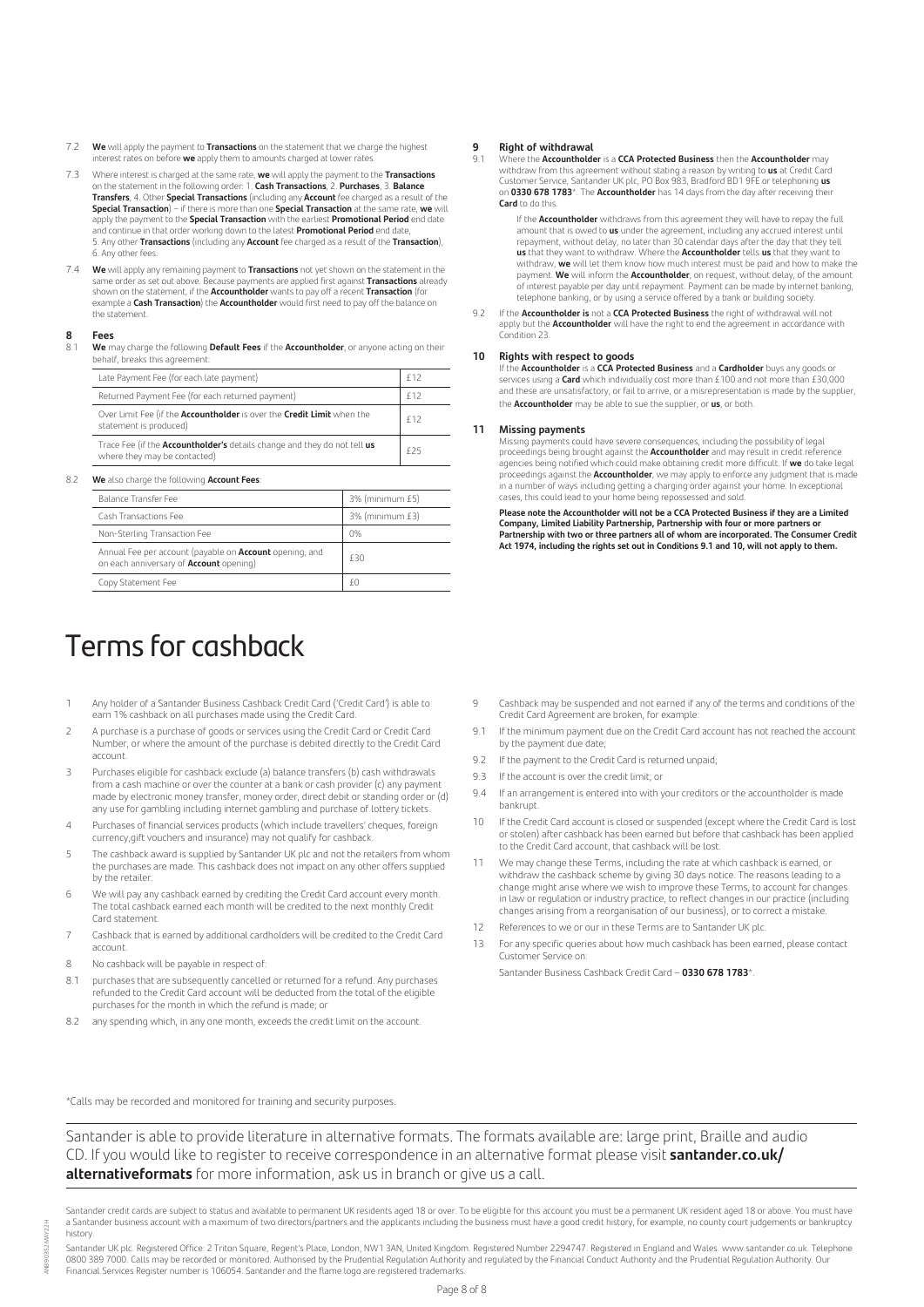7.2 **We** will apply the payment to **Transactions** on the statement that we charge the highest interest rates on before **we** apply them to amounts charged at lower rates.

7.3 Where interest is charged at the same rate, **we** will apply the payment to the **Transactions** on the statement in the following order: 1. **Cash Transactions**, 2. **Purchases**, 3. **Balance Transfers**, 4. Other **Special Transactions** (including any **Account** fee charged as a result of the **Special Transaction**) – if there is more than one **Special Transaction** at the same rate, **we** will apply the payment to the **Special Transaction** with the earliest **Promotional Period** end date and continue in that order working down to the latest **Promotional Period** end date, 5. Any other **Transactions** (including any **Account** fee charged as a result of the **Transaction**), 6. Any other fees.

7.4 **We** will apply any remaining payment to **Transactions** not yet shown on the statement in the same order as set out above. Because payments are applied first against **Transactions** already shown on the statement, if the **Accountholder** wants to pay off a recent **Transaction** (for example a **Cash Transaction**) the **Accountholder** would first need to pay off the balance on the statement.

## 8 Fees

8.1 **We** may charge the following **Default Fees** if the **Accountholder**, or anyone acting on their behalf, breaks this agreement:

| | |
|---|---|
| Late Payment Fee (for each late payment) | £12 |
| Returned Payment Fee (for each returned payment) | £12 |
| Over Limit Fee (if the **Accountholder** is over the **Credit Limit** when the statement is produced) | £12 |
| Trace Fee (if the **Accountholder's** details change and they do not tell **us** where they may be contacted) | £25 |

8.2 **We** also charge the following **Account Fees**:

| | |
|---|---|
| Balance Transfer Fee | 3% (minimum £5) |
| Cash Transactions Fee | 3% (minimum £3) |
| Non-Sterling Transaction Fee | 0% |
| Annual Fee per account (payable on **Account** opening, and on each anniversary of **Account** opening) | £30 |
| Copy Statement Fee | £0 |

## 9 Right of withdrawal

9.1 Where the **Accountholder** is a **CCA Protected Business** then the **Accountholder** may withdraw from this agreement without stating a reason by writing to **us** at Credit Card Customer Service, Santander UK plc, PO Box 983, Bradford BD1 9FE or telephoning **us** on **0330 678 1783***. The **Accountholder** has 14 days from the day after receiving their **Card** to do this.

If the **Accountholder** withdraws from this agreement they will have to repay the full amount that is owed to **us** under the agreement, including any accrued interest until repayment, without delay, no later than 30 calendar days after the day that they tell **us** that they want to withdraw. Where the **Accountholder** tells **us** that they want to withdraw, **we** will let them know how much interest must be paid and how to make the payment. **We** will inform the **Accountholder**, on request, without delay, of the amount of interest payable per day until repayment. Payment can be made by internet banking, telephone banking, or by using a service offered by a bank or building society.

9.2 If the **Accountholder is** not a **CCA Protected Business** the right of withdrawal will not apply but the **Accountholder** will have the right to end the agreement in accordance with Condition 23.

## 10 Rights with respect to goods

If the **Accountholder** is a **CCA Protected Business** and a **Cardholder** buys any goods or services using a **Card** which individually cost more than £100 and not more than £30,000 and these are unsatisfactory, or fail to arrive, or a misrepresentation is made by the supplier, the **Accountholder** may be able to sue the supplier, or **us**, or both.

## 11 Missing payments

Missing payments could have severe consequences, including the possibility of legal proceedings being brought against the **Accountholder** and may result in credit reference agencies being notified which could make obtaining credit more difficult. If **we** do take legal proceedings against the **Accountholder**, we may apply to enforce any judgment that is made in a number of ways including getting a charging order against your home. In exceptional cases, this could lead to your home being repossessed and sold.

**Please note the Accountholder will not be a CCA Protected Business if they are a Limited Company, Limited Liability Partnership, Partnership with four or more partners or Partnership with two or three partners all of whom are incorporated. The Consumer Credit Act 1974, including the rights set out in Conditions 9.1 and 10, will not apply to them.**

# Terms for cashback

1 Any holder of a Santander Business Cashback Credit Card ('Credit Card') is able to earn 1% cashback on all purchases made using the Credit Card.

2 A purchase is a purchase of goods or services using the Credit Card or Credit Card Number, or where the amount of the purchase is debited directly to the Credit Card account.

3 Purchases eligible for cashback exclude (a) balance transfers (b) cash withdrawals from a cash machine or over the counter at a bank or cash provider (c) any payment made by electronic money transfer, money order, direct debit or standing order or (d) any use for gambling including internet gambling and purchase of lottery tickets.

4 Purchases of financial services products (which include travellers' cheques, foreign currency,gift vouchers and insurance) may not qualify for cashback.

5 The cashback award is supplied by Santander UK plc and not the retailers from whom the purchases are made. This cashback does not impact on any other offers supplied by the retailer.

6 We will pay any cashback earned by crediting the Credit Card account every month. The total cashback earned each month will be credited to the next monthly Credit Card statement.

7 Cashback that is earned by additional cardholders will be credited to the Credit Card account.

8 No cashback will be payable in respect of:

8.1 purchases that are subsequently cancelled or returned for a refund. Any purchases refunded to the Credit Card account will be deducted from the total of the eligible purchases for the month in which the refund is made; or

8.2 any spending which, in any one month, exceeds the credit limit on the account.

9 Cashback may be suspended and not earned if any of the terms and conditions of the Credit Card Agreement are broken, for example:

9.1 If the minimum payment due on the Credit Card account has not reached the account by the payment due date;

9.2 If the payment to the Credit Card is returned unpaid;

9.3 If the account is over the credit limit; or

9.4 If an arrangement is entered into with your creditors or the accountholder is made bankrupt.

10 If the Credit Card account is closed or suspended (except where the Credit Card is lost or stolen) after cashback has been earned but before that cashback has been applied to the Credit Card account, that cashback will be lost.

11 We may change these Terms, including the rate at which cashback is earned, or withdraw the cashback scheme by giving 30 days notice. The reasons leading to a change might arise where we wish to improve these Terms, to account for changes in law or regulation or industry practice, to reflect changes in our practice (including changes arising from a reorganisation of our business), or to correct a mistake.

12 References to we or our in these Terms are to Santander UK plc.

13 For any specific queries about how much cashback has been earned, please contact Customer Service on:

Santander Business Cashback Credit Card – **0330 678 1783***.

*Calls may be recorded and monitored for training and security purposes.

Santander is able to provide literature in alternative formats. The formats available are: large print, Braille and audio CD. If you would like to register to receive correspondence in an alternative format please visit **santander.co.uk/alternativeformats** for more information, ask us in branch or give us a call.

Santander credit cards are subject to status and available to permanent UK residents aged 18 or over. To be eligible for this account you must be a permanent UK resident aged 18 or above. You must have a Santander business account with a maximum of two directors/partners and the applicants including the business must have a good credit history, for example, no county court judgements or bankruptcy history.

Santander UK plc. Registered Office: 2 Triton Square, Regent's Place, London, NW1 3AN, United Kingdom. Registered Number 2294747. Registered in England and Wales. www.santander.co.uk Telephone 0800 389 7000. Calls may be recorded or monitored. Authorised by the Prudential Regulation Authority and regulated by the Financial Conduct Authority and the Prudential Regulation Authority. Our Financial Services Register number is 106054. Santander and the flame logo are registered trademarks.

ANB 90352 MAY 22 H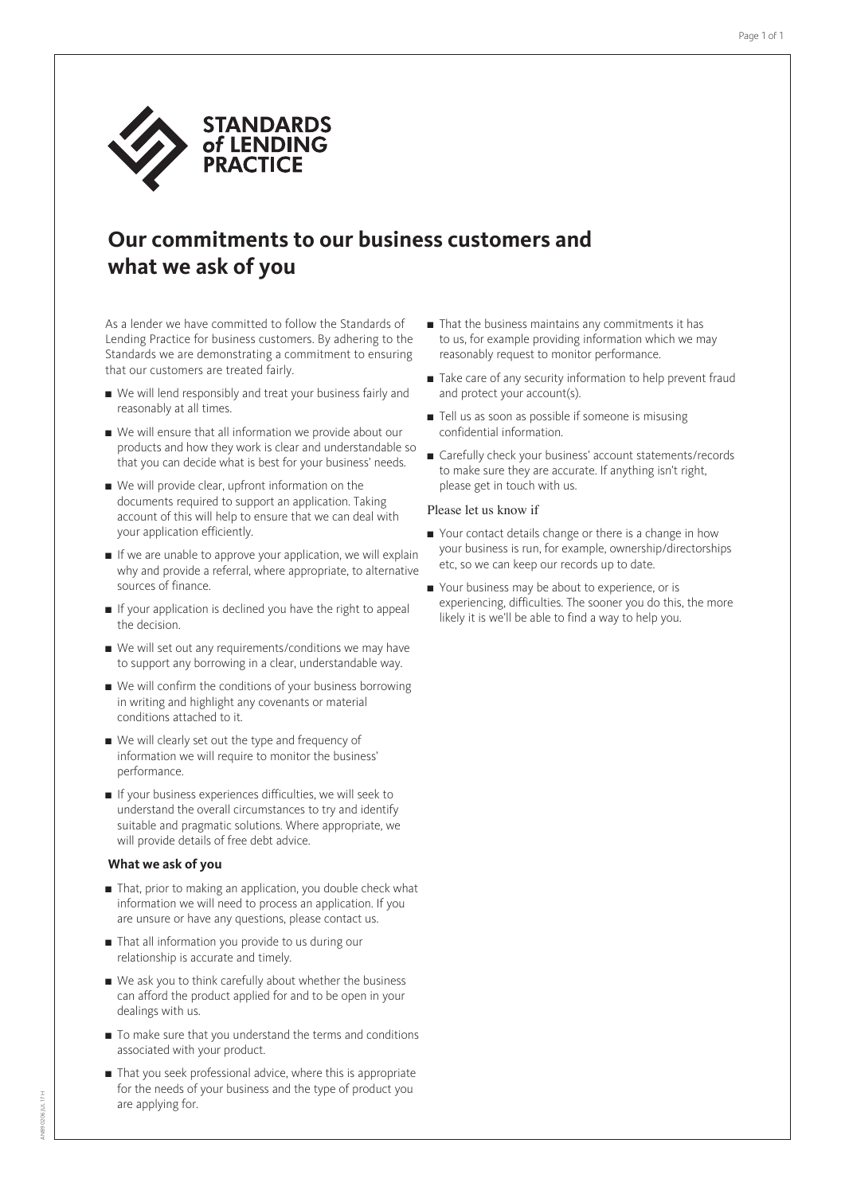STANDARDS
*of* LENDING
PRACTICE

# Our commitments to our business customers and what we ask of you

As a lender we have committed to follow the Standards of Lending Practice for business customers. By adhering to the Standards we are demonstrating a commitment to ensuring that our customers are treated fairly.

- We will lend responsibly and treat your business fairly and reasonably at all times.
- We will ensure that all information we provide about our products and how they work is clear and understandable so that you can decide what is best for your business' needs.
- We will provide clear, upfront information on the documents required to support an application. Taking account of this will help to ensure that we can deal with your application efficiently.
- If we are unable to approve your application, we will explain why and provide a referral, where appropriate, to alternative sources of finance.
- If your application is declined you have the right to appeal the decision.
- We will set out any requirements/conditions we may have to support any borrowing in a clear, understandable way.
- We will confirm the conditions of your business borrowing in writing and highlight any covenants or material conditions attached to it.
- We will clearly set out the type and frequency of information we will require to monitor the business' performance.
- If your business experiences difficulties, we will seek to understand the overall circumstances to try and identify suitable and pragmatic solutions. Where appropriate, we will provide details of free debt advice.

### What we ask of you

- That, prior to making an application, you double check what information we will need to process an application. If you are unsure or have any questions, please contact us.
- That all information you provide to us during our relationship is accurate and timely.
- We ask you to think carefully about whether the business can afford the product applied for and to be open in your dealings with us.
- To make sure that you understand the terms and conditions associated with your product.
- That you seek professional advice, where this is appropriate for the needs of your business and the type of product you are applying for.
- That the business maintains any commitments it has to us, for example providing information which we may reasonably request to monitor performance.
- Take care of any security information to help prevent fraud and protect your account(s).
- Tell us as soon as possible if someone is misusing confidential information.
- Carefully check your business' account statements/records to make sure they are accurate. If anything isn't right, please get in touch with us.

Please let us know if

- Your contact details change or there is a change in how your business is run, for example, ownership/directorships etc, so we can keep our records up to date.
- Your business may be about to experience, or is experiencing, difficulties. The sooner you do this, the more likely it is we'll be able to find a way to help you.

AN891020 6 JUL 17 H